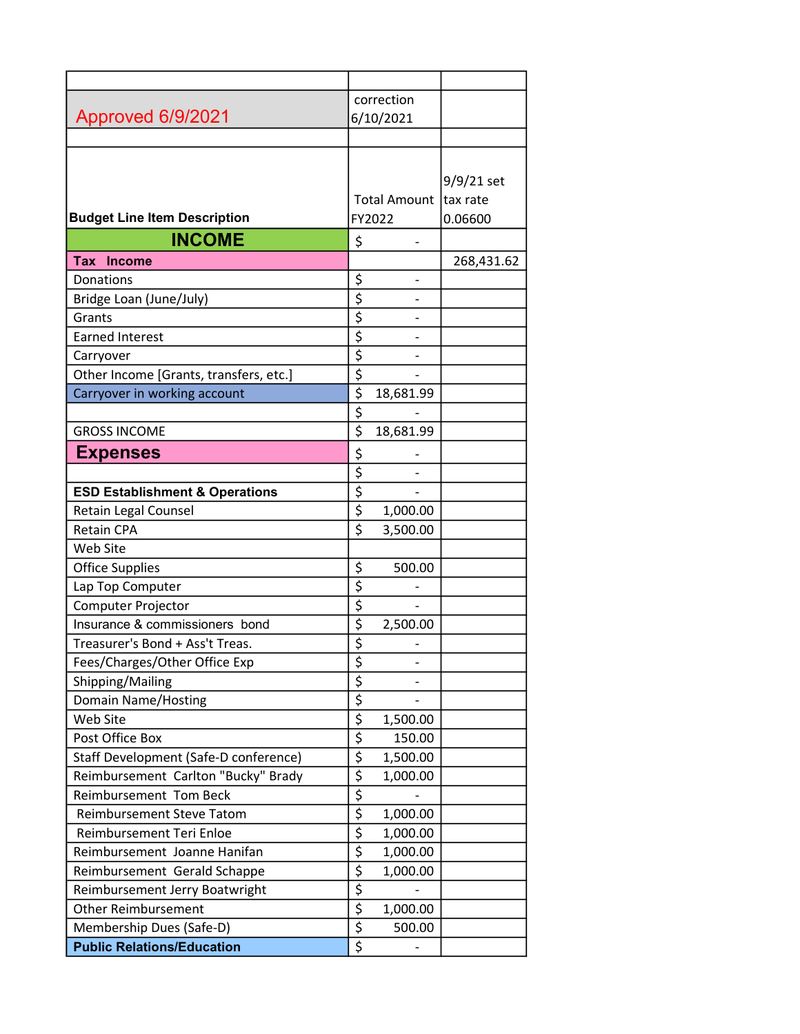| | | |
|---|---|---|
| Approved 6/9/2021 | correction 6/10/2021 | |
| | | |
| **Budget Line Item Description** | Total Amount FY2022 | 9/9/21 set tax rate 0.06600 |
| **INCOME** | $ - | |
| **Tax Income** | | 268,431.62 |
| Donations | $ - | |
| Bridge Loan (June/July) | $ - | |
| Grants | $ - | |
| Earned Interest | $ - | |
| Carryover | $ - | |
| Other Income [Grants, transfers, etc.] | $ - | |
| Carryover in working account | $ 18,681.99 | |
| | $ - | |
| GROSS INCOME | $ 18,681.99 | |
| **Expenses** | $ - | |
| | $ - | |
| **ESD Establishment & Operations** | $ - | |
| Retain Legal Counsel | $ 1,000.00 | |
| Retain CPA | $ 3,500.00 | |
| Web Site | | |
| Office Supplies | $ 500.00 | |
| Lap Top Computer | $ - | |
| Computer Projector | $ - | |
| Insurance & commissioners bond | $ 2,500.00 | |
| Treasurer's Bond + Ass't Treas. | $ - | |
| Fees/Charges/Other Office Exp | $ - | |
| Shipping/Mailing | $ - | |
| Domain Name/Hosting | $ - | |
| Web Site | $ 1,500.00 | |
| Post Office Box | $ 150.00 | |
| Staff Development (Safe-D conference) | $ 1,500.00 | |
| Reimbursement Carlton "Bucky" Brady | $ 1,000.00 | |
| Reimbursement Tom Beck | $ - | |
| Reimbursement Steve Tatom | $ 1,000.00 | |
| Reimbursement Teri Enloe | $ 1,000.00 | |
| Reimbursement Joanne Hanifan | $ 1,000.00 | |
| Reimbursement Gerald Schappe | $ 1,000.00 | |
| Reimbursement Jerry Boatwright | $ - | |
| Other Reimbursement | $ 1,000.00 | |
| Membership Dues (Safe-D) | $ 500.00 | |
| **Public Relations/Education** | $ - | |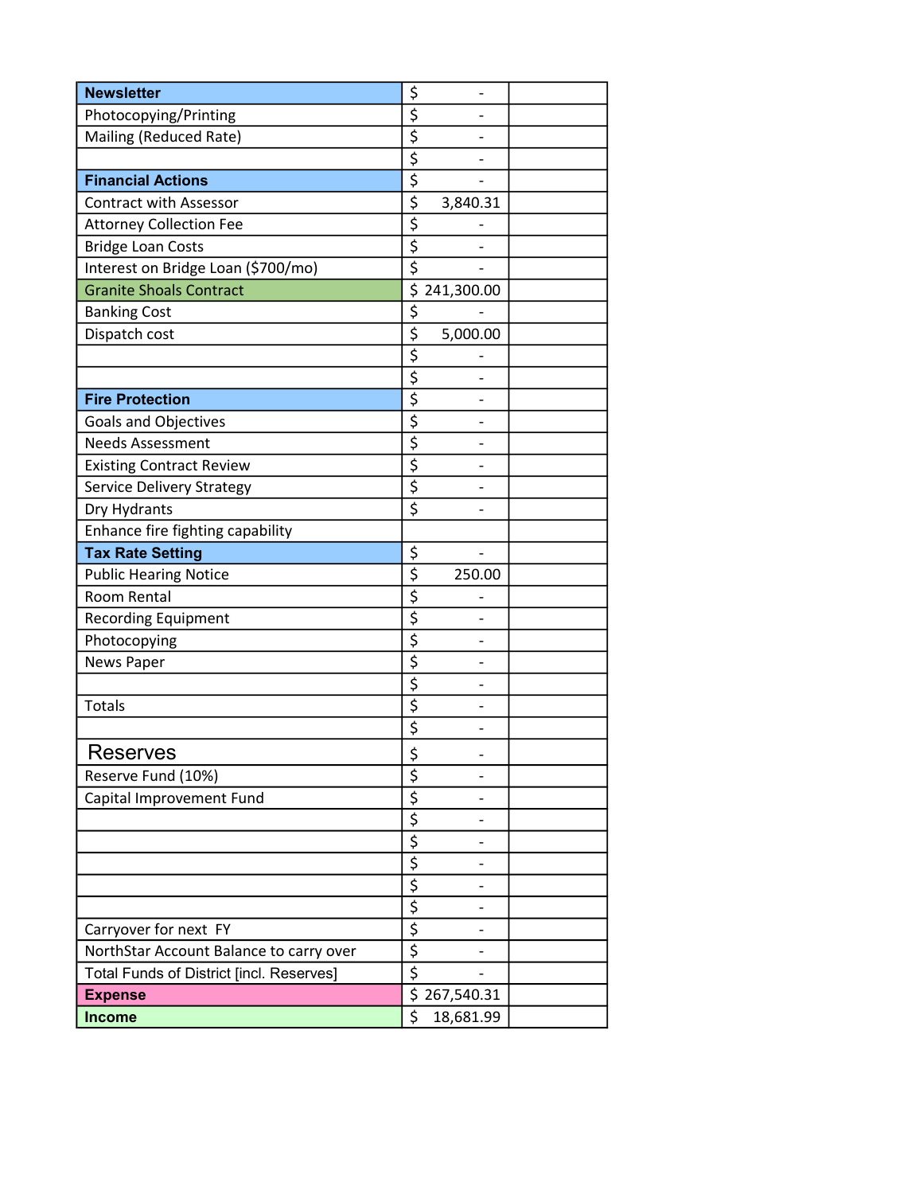| | | |
|---|---|---|
| **Newsletter** | $ - | |
| Photocopying/Printing | $ - | |
| Mailing (Reduced Rate) | $ - | |
| | $ - | |
| **Financial Actions** | $ - | |
| Contract with Assessor | $ 3,840.31 | |
| Attorney Collection Fee | $ - | |
| Bridge Loan Costs | $ - | |
| Interest on Bridge Loan ($700/mo) | $ - | |
| Granite Shoals Contract | $ 241,300.00 | |
| Banking Cost | $ - | |
| Dispatch cost | $ 5,000.00 | |
| | $ - | |
| | $ - | |
| **Fire Protection** | $ - | |
| Goals and Objectives | $ - | |
| Needs Assessment | $ - | |
| Existing Contract Review | $ - | |
| Service Delivery Strategy | $ - | |
| Dry Hydrants | $ - | |
| Enhance fire fighting capability | | |
| **Tax Rate Setting** | $ - | |
| Public Hearing Notice | $ 250.00 | |
| Room Rental | $ - | |
| Recording Equipment | $ - | |
| Photocopying | $ - | |
| News Paper | $ - | |
| | $ - | |
| Totals | $ - | |
| | $ - | |
| Reserves | $ - | |
| Reserve Fund (10%) | $ - | |
| Capital Improvement Fund | $ - | |
| | $ - | |
| | $ - | |
| | $ - | |
| | $ - | |
| | $ - | |
| Carryover for next FY | $ - | |
| NorthStar Account Balance to carry over | $ - | |
| Total Funds of District [incl. Reserves] | $ - | |
| **Expense** | $ 267,540.31 | |
| **Income** | $ 18,681.99 | |